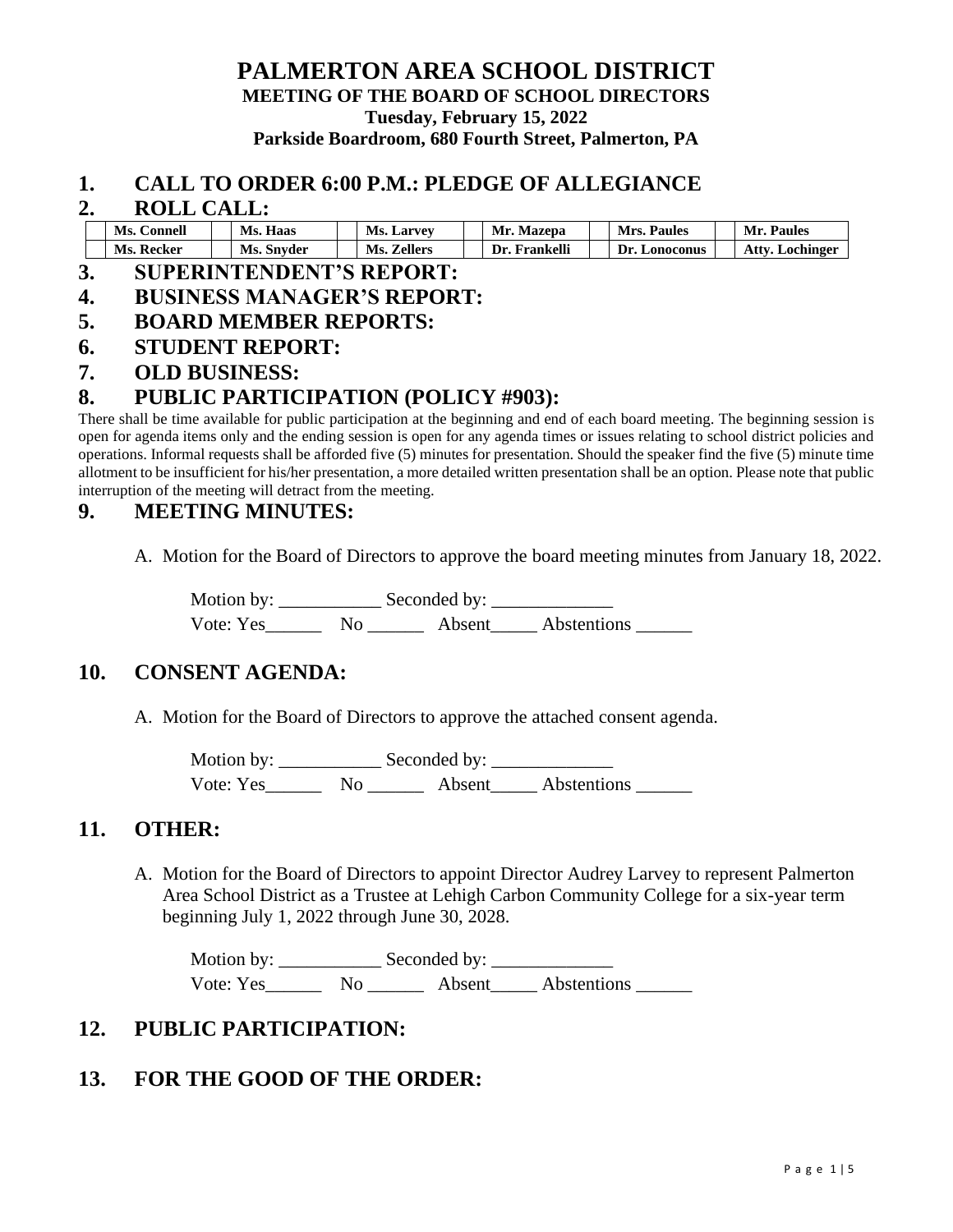# PALMERTON AREA SCHOOL DISTRICT

**MEETING OF THE BOARD OF SCHOOL DIRECTORS**

**Tuesday, February 15, 2022**

**Parkside Boardroom, 680 Fourth Street, Palmerton, PA**

## 1. CALL TO ORDER 6:00 P.M.: PLEDGE OF ALLEGIANCE

## 2. ROLL CALL:

| | Ms. Connell | | Ms. Haas | | Ms. Larvey | | Mr. Mazepa | | Mrs. Paules | | Mr. Paules |
|---|---|---|---|---|---|---|---|---|---|---|---|
| | Ms. Recker | | Ms. Snyder | | Ms. Zellers | | Dr. Frankelli | | Dr. Lonoconus | | Atty. Lochinger |

## 3. SUPERINTENDENT'S REPORT:

## 4. BUSINESS MANAGER'S REPORT:

## 5. BOARD MEMBER REPORTS:

## 6. STUDENT REPORT:

## 7. OLD BUSINESS:

## 8. PUBLIC PARTICIPATION (POLICY #903):

There shall be time available for public participation at the beginning and end of each board meeting. The beginning session is open for agenda items only and the ending session is open for any agenda times or issues relating to school district policies and operations. Informal requests shall be afforded five (5) minutes for presentation. Should the speaker find the five (5) minute time allotment to be insufficient for his/her presentation, a more detailed written presentation shall be an option. Please note that public interruption of the meeting will detract from the meeting.

## 9. MEETING MINUTES:

A. Motion for the Board of Directors to approve the board meeting minutes from January 18, 2022.

Motion by: ___________ Seconded by: _____________

Vote: Yes______ No ______ Absent_____ Abstentions ______

## 10. CONSENT AGENDA:

A. Motion for the Board of Directors to approve the attached consent agenda.

Motion by: ___________ Seconded by: _____________

Vote: Yes______ No ______ Absent_____ Abstentions ______

## 11. OTHER:

A. Motion for the Board of Directors to appoint Director Audrey Larvey to represent Palmerton Area School District as a Trustee at Lehigh Carbon Community College for a six-year term beginning July 1, 2022 through June 30, 2028.

Motion by: ___________ Seconded by: _____________

Vote: Yes______ No ______ Absent_____ Abstentions ______

## 12. PUBLIC PARTICIPATION:

## 13. FOR THE GOOD OF THE ORDER: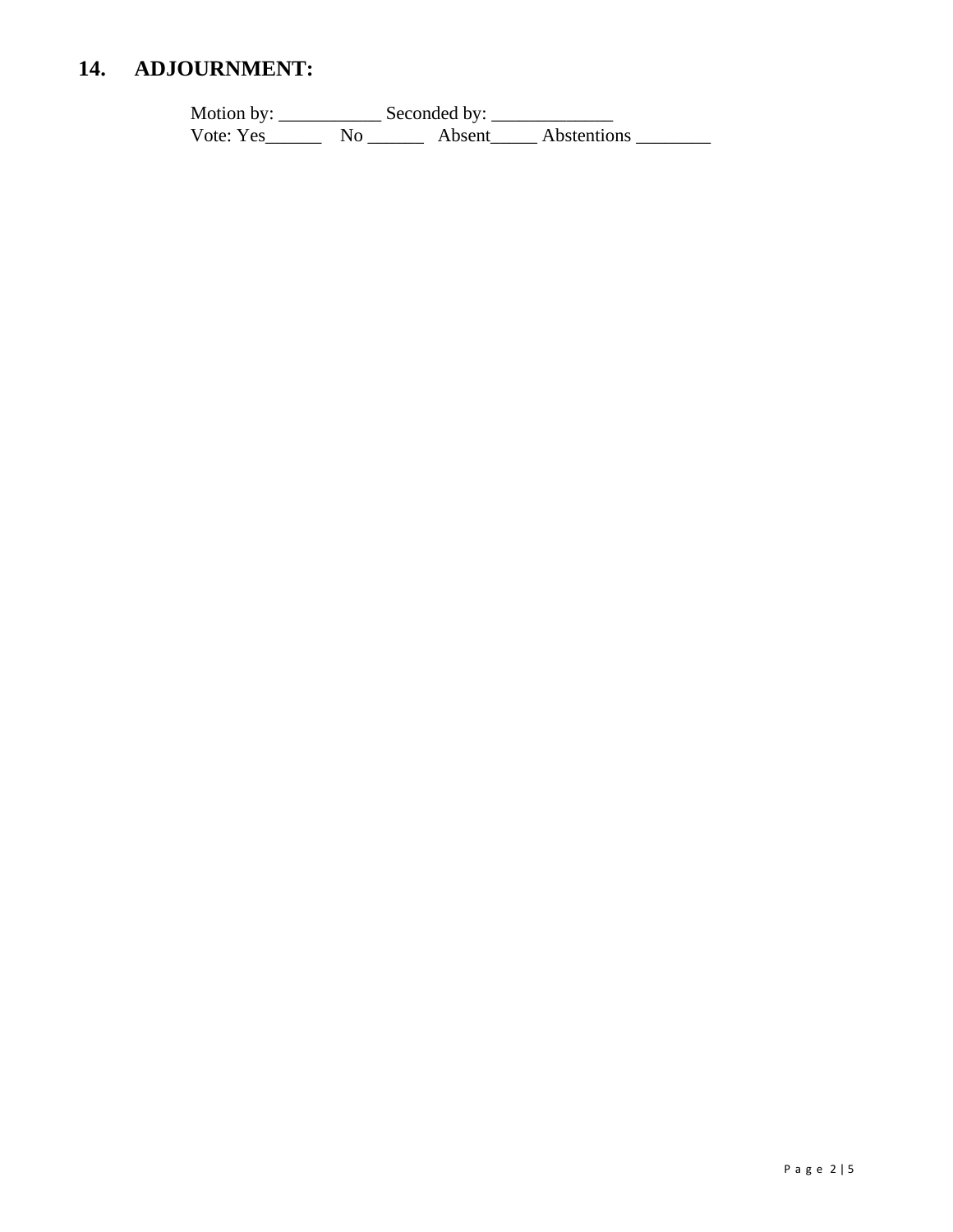## 14. ADJOURNMENT:

Motion by: ___________ Seconded by: _____________
Vote: Yes______ No ______ Absent_____ Abstentions ________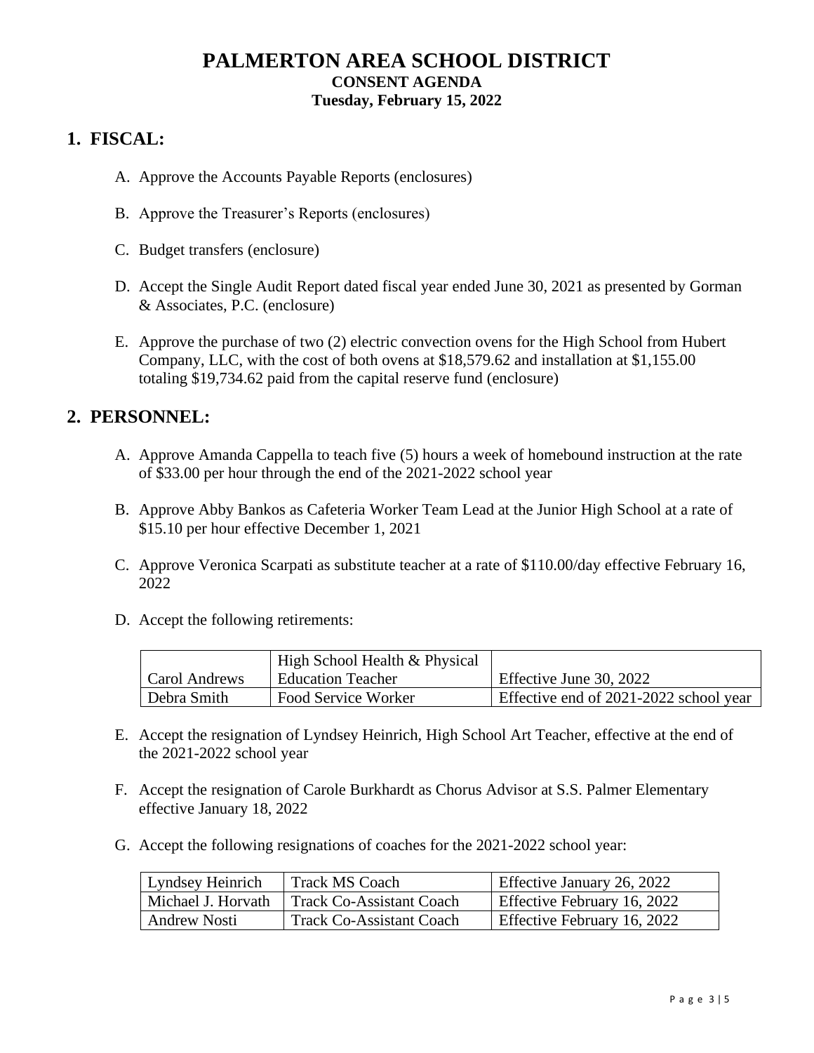# PALMERTON AREA SCHOOL DISTRICT

**CONSENT AGENDA**

**Tuesday, February 15, 2022**

## 1. FISCAL:

A. Approve the Accounts Payable Reports (enclosures)

B. Approve the Treasurer's Reports (enclosures)

C. Budget transfers (enclosure)

D. Accept the Single Audit Report dated fiscal year ended June 30, 2021 as presented by Gorman & Associates, P.C. (enclosure)

E. Approve the purchase of two (2) electric convection ovens for the High School from Hubert Company, LLC, with the cost of both ovens at $18,579.62 and installation at $1,155.00 totaling $19,734.62 paid from the capital reserve fund (enclosure)

## 2. PERSONNEL:

A. Approve Amanda Cappella to teach five (5) hours a week of homebound instruction at the rate of $33.00 per hour through the end of the 2021-2022 school year

B. Approve Abby Bankos as Cafeteria Worker Team Lead at the Junior High School at a rate of $15.10 per hour effective December 1, 2021

C. Approve Veronica Scarpati as substitute teacher at a rate of $110.00/day effective February 16, 2022

D. Accept the following retirements:

| | | |
|---|---|---|
| Carol Andrews | High School Health & Physical Education Teacher | Effective June 30, 2022 |
| Debra Smith | Food Service Worker | Effective end of 2021-2022 school year |

E. Accept the resignation of Lyndsey Heinrich, High School Art Teacher, effective at the end of the 2021-2022 school year

F. Accept the resignation of Carole Burkhardt as Chorus Advisor at S.S. Palmer Elementary effective January 18, 2022

G. Accept the following resignations of coaches for the 2021-2022 school year:

| | | |
|---|---|---|
| Lyndsey Heinrich | Track MS Coach | Effective January 26, 2022 |
| Michael J. Horvath | Track Co-Assistant Coach | Effective February 16, 2022 |
| Andrew Nosti | Track Co-Assistant Coach | Effective February 16, 2022 |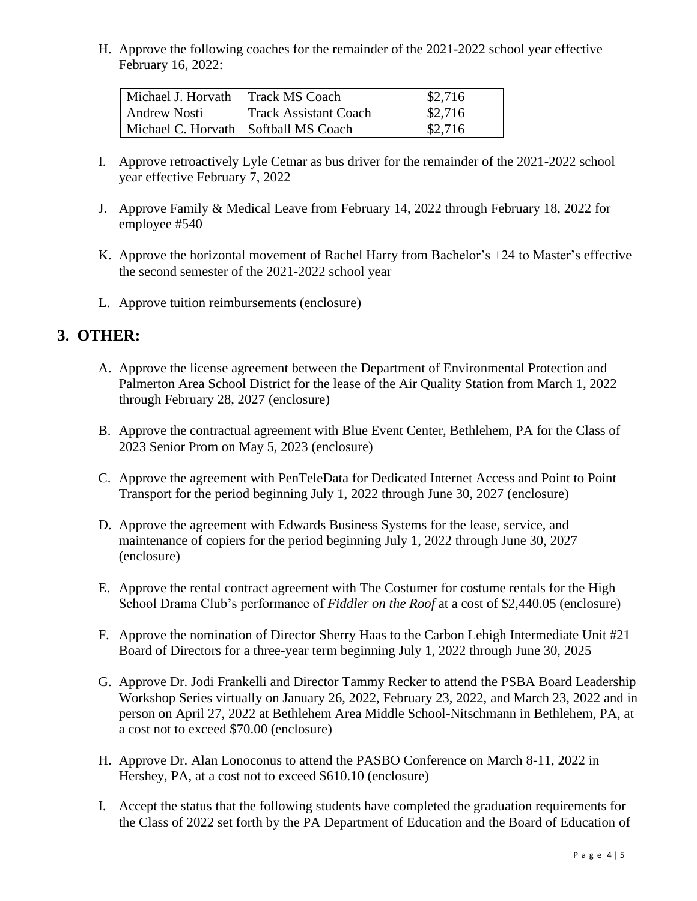H. Approve the following coaches for the remainder of the 2021-2022 school year effective February 16, 2022:

| Michael J. Horvath | Track MS Coach | $2,716 |
|---|---|---|
| Andrew Nosti | Track Assistant Coach | $2,716 |
| Michael C. Horvath | Softball MS Coach | $2,716 |

I. Approve retroactively Lyle Cetnar as bus driver for the remainder of the 2021-2022 school year effective February 7, 2022

J. Approve Family & Medical Leave from February 14, 2022 through February 18, 2022 for employee #540

K. Approve the horizontal movement of Rachel Harry from Bachelor's +24 to Master's effective the second semester of the 2021-2022 school year

L. Approve tuition reimbursements (enclosure)

## 3. OTHER:

A. Approve the license agreement between the Department of Environmental Protection and Palmerton Area School District for the lease of the Air Quality Station from March 1, 2022 through February 28, 2027 (enclosure)

B. Approve the contractual agreement with Blue Event Center, Bethlehem, PA for the Class of 2023 Senior Prom on May 5, 2023 (enclosure)

C. Approve the agreement with PenTeleData for Dedicated Internet Access and Point to Point Transport for the period beginning July 1, 2022 through June 30, 2027 (enclosure)

D. Approve the agreement with Edwards Business Systems for the lease, service, and maintenance of copiers for the period beginning July 1, 2022 through June 30, 2027 (enclosure)

E. Approve the rental contract agreement with The Costumer for costume rentals for the High School Drama Club's performance of *Fiddler on the Roof* at a cost of $2,440.05 (enclosure)

F. Approve the nomination of Director Sherry Haas to the Carbon Lehigh Intermediate Unit #21 Board of Directors for a three-year term beginning July 1, 2022 through June 30, 2025

G. Approve Dr. Jodi Frankelli and Director Tammy Recker to attend the PSBA Board Leadership Workshop Series virtually on January 26, 2022, February 23, 2022, and March 23, 2022 and in person on April 27, 2022 at Bethlehem Area Middle School-Nitschmann in Bethlehem, PA, at a cost not to exceed $70.00 (enclosure)

H. Approve Dr. Alan Lonoconus to attend the PASBO Conference on March 8-11, 2022 in Hershey, PA, at a cost not to exceed $610.10 (enclosure)

I. Accept the status that the following students have completed the graduation requirements for the Class of 2022 set forth by the PA Department of Education and the Board of Education of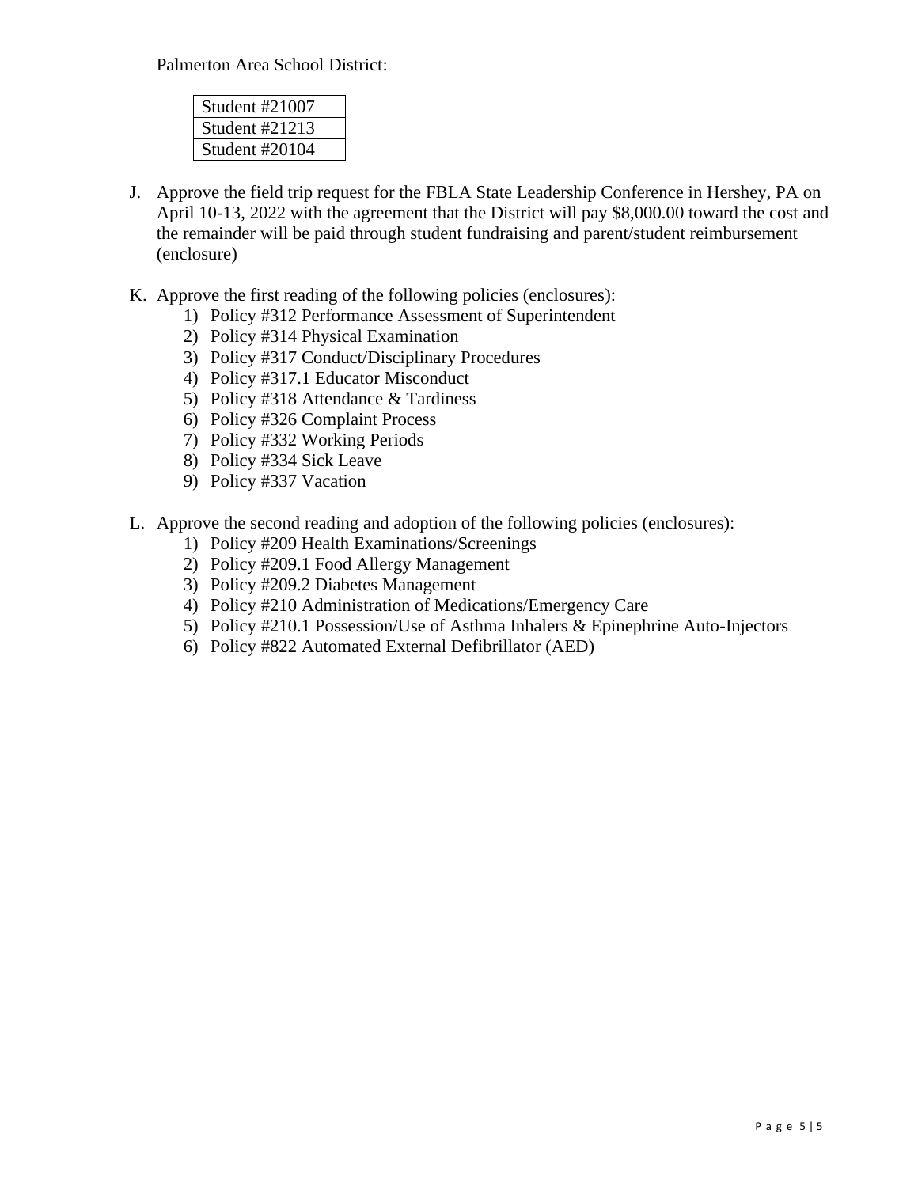Palmerton Area School District:

| |
|---|
| Student #21007 |
| Student #21213 |
| Student #20104 |

J. Approve the field trip request for the FBLA State Leadership Conference in Hershey, PA on April 10-13, 2022 with the agreement that the District will pay $8,000.00 toward the cost and the remainder will be paid through student fundraising and parent/student reimbursement (enclosure)

K. Approve the first reading of the following policies (enclosures):
   1) Policy #312 Performance Assessment of Superintendent
   2) Policy #314 Physical Examination
   3) Policy #317 Conduct/Disciplinary Procedures
   4) Policy #317.1 Educator Misconduct
   5) Policy #318 Attendance & Tardiness
   6) Policy #326 Complaint Process
   7) Policy #332 Working Periods
   8) Policy #334 Sick Leave
   9) Policy #337 Vacation

L. Approve the second reading and adoption of the following policies (enclosures):
   1) Policy #209 Health Examinations/Screenings
   2) Policy #209.1 Food Allergy Management
   3) Policy #209.2 Diabetes Management
   4) Policy #210 Administration of Medications/Emergency Care
   5) Policy #210.1 Possession/Use of Asthma Inhalers & Epinephrine Auto-Injectors
   6) Policy #822 Automated External Defibrillator (AED)